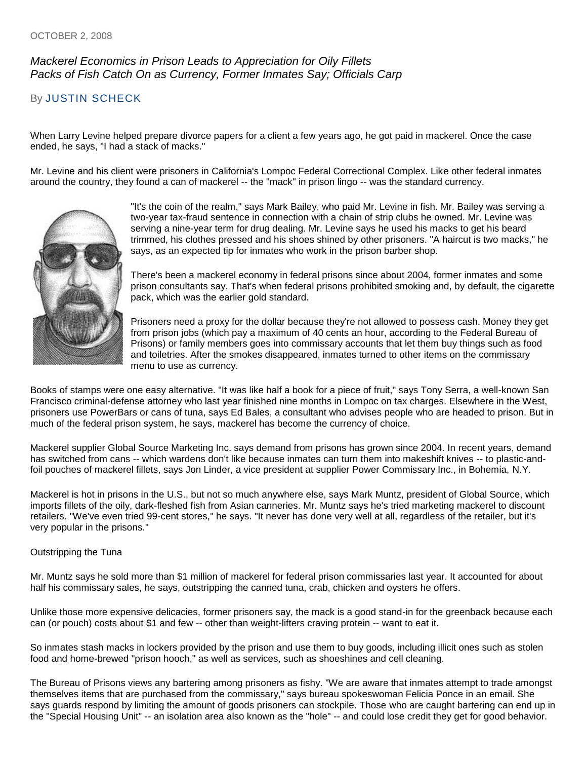OCTOBER 2, 2008

*Mackerel Economics in Prison Leads to Appreciation for Oily Fillets*
*Packs of Fish Catch On as Currency, Former Inmates Say; Officials Carp*

By JUSTIN SCHECK

When Larry Levine helped prepare divorce papers for a client a few years ago, he got paid in mackerel. Once the case ended, he says, "I had a stack of macks."

Mr. Levine and his client were prisoners in California's Lompoc Federal Correctional Complex. Like other federal inmates around the country, they found a can of mackerel -- the "mack" in prison lingo -- was the standard currency.

"It's the coin of the realm," says Mark Bailey, who paid Mr. Levine in fish. Mr. Bailey was serving a two-year tax-fraud sentence in connection with a chain of strip clubs he owned. Mr. Levine was serving a nine-year term for drug dealing. Mr. Levine says he used his macks to get his beard trimmed, his clothes pressed and his shoes shined by other prisoners. "A haircut is two macks," he says, as an expected tip for inmates who work in the prison barber shop.

There's been a mackerel economy in federal prisons since about 2004, former inmates and some prison consultants say. That's when federal prisons prohibited smoking and, by default, the cigarette pack, which was the earlier gold standard.

Prisoners need a proxy for the dollar because they're not allowed to possess cash. Money they get from prison jobs (which pay a maximum of 40 cents an hour, according to the Federal Bureau of Prisons) or family members goes into commissary accounts that let them buy things such as food and toiletries. After the smokes disappeared, inmates turned to other items on the commissary menu to use as currency.

Books of stamps were one easy alternative. "It was like half a book for a piece of fruit," says Tony Serra, a well-known San Francisco criminal-defense attorney who last year finished nine months in Lompoc on tax charges. Elsewhere in the West, prisoners use PowerBars or cans of tuna, says Ed Bales, a consultant who advises people who are headed to prison. But in much of the federal prison system, he says, mackerel has become the currency of choice.

Mackerel supplier Global Source Marketing Inc. says demand from prisons has grown since 2004. In recent years, demand has switched from cans -- which wardens don't like because inmates can turn them into makeshift knives -- to plastic-and-foil pouches of mackerel fillets, says Jon Linder, a vice president at supplier Power Commissary Inc., in Bohemia, N.Y.

Mackerel is hot in prisons in the U.S., but not so much anywhere else, says Mark Muntz, president of Global Source, which imports fillets of the oily, dark-fleshed fish from Asian canneries. Mr. Muntz says he's tried marketing mackerel to discount retailers. "We've even tried 99-cent stores," he says. "It never has done very well at all, regardless of the retailer, but it's very popular in the prisons."

Outstripping the Tuna

Mr. Muntz says he sold more than $1 million of mackerel for federal prison commissaries last year. It accounted for about half his commissary sales, he says, outstripping the canned tuna, crab, chicken and oysters he offers.

Unlike those more expensive delicacies, former prisoners say, the mack is a good stand-in for the greenback because each can (or pouch) costs about $1 and few -- other than weight-lifters craving protein -- want to eat it.

So inmates stash macks in lockers provided by the prison and use them to buy goods, including illicit ones such as stolen food and home-brewed "prison hooch," as well as services, such as shoeshines and cell cleaning.

The Bureau of Prisons views any bartering among prisoners as fishy. "We are aware that inmates attempt to trade amongst themselves items that are purchased from the commissary," says bureau spokeswoman Felicia Ponce in an email. She says guards respond by limiting the amount of goods prisoners can stockpile. Those who are caught bartering can end up in the "Special Housing Unit" -- an isolation area also known as the "hole" -- and could lose credit they get for good behavior.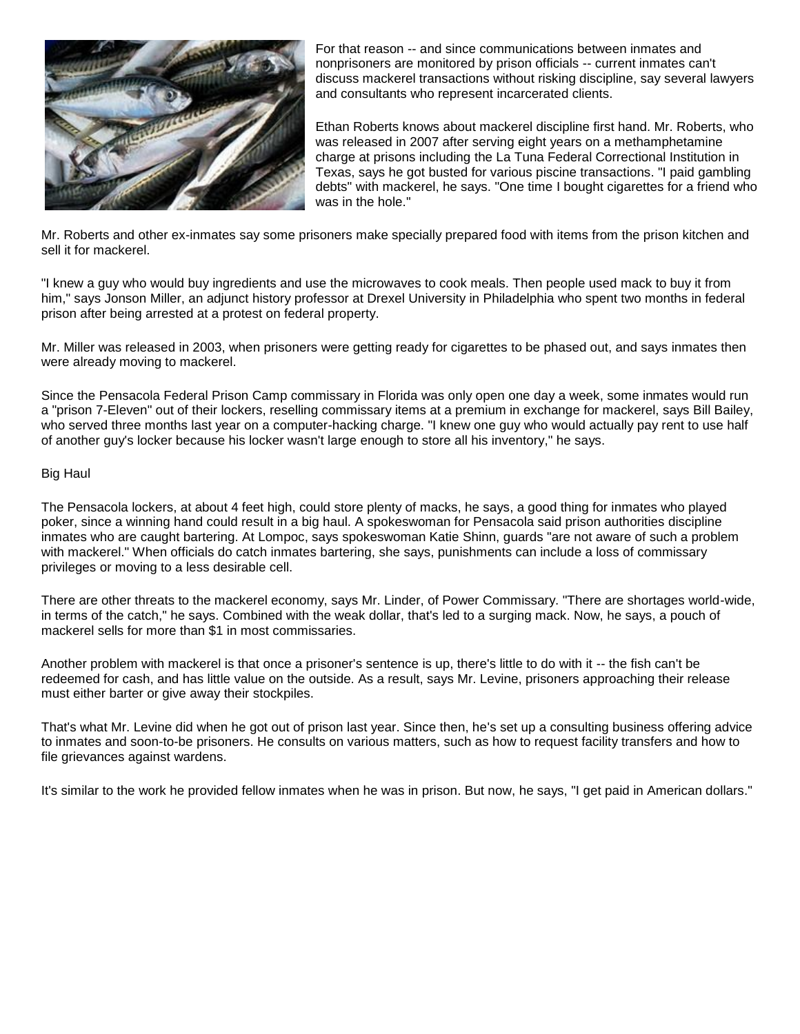For that reason -- and since communications between inmates and nonprisoners are monitored by prison officials -- current inmates can't discuss mackerel transactions without risking discipline, say several lawyers and consultants who represent incarcerated clients.

Ethan Roberts knows about mackerel discipline first hand. Mr. Roberts, who was released in 2007 after serving eight years on a methamphetamine charge at prisons including the La Tuna Federal Correctional Institution in Texas, says he got busted for various piscine transactions. "I paid gambling debts" with mackerel, he says. "One time I bought cigarettes for a friend who was in the hole."

Mr. Roberts and other ex-inmates say some prisoners make specially prepared food with items from the prison kitchen and sell it for mackerel.

"I knew a guy who would buy ingredients and use the microwaves to cook meals. Then people used mack to buy it from him," says Jonson Miller, an adjunct history professor at Drexel University in Philadelphia who spent two months in federal prison after being arrested at a protest on federal property.

Mr. Miller was released in 2003, when prisoners were getting ready for cigarettes to be phased out, and says inmates then were already moving to mackerel.

Since the Pensacola Federal Prison Camp commissary in Florida was only open one day a week, some inmates would run a "prison 7-Eleven" out of their lockers, reselling commissary items at a premium in exchange for mackerel, says Bill Bailey, who served three months last year on a computer-hacking charge. "I knew one guy who would actually pay rent to use half of another guy's locker because his locker wasn't large enough to store all his inventory," he says.

Big Haul

The Pensacola lockers, at about 4 feet high, could store plenty of macks, he says, a good thing for inmates who played poker, since a winning hand could result in a big haul. A spokeswoman for Pensacola said prison authorities discipline inmates who are caught bartering. At Lompoc, says spokeswoman Katie Shinn, guards "are not aware of such a problem with mackerel." When officials do catch inmates bartering, she says, punishments can include a loss of commissary privileges or moving to a less desirable cell.

There are other threats to the mackerel economy, says Mr. Linder, of Power Commissary. "There are shortages world-wide, in terms of the catch," he says. Combined with the weak dollar, that's led to a surging mack. Now, he says, a pouch of mackerel sells for more than $1 in most commissaries.

Another problem with mackerel is that once a prisoner's sentence is up, there's little to do with it -- the fish can't be redeemed for cash, and has little value on the outside. As a result, says Mr. Levine, prisoners approaching their release must either barter or give away their stockpiles.

That's what Mr. Levine did when he got out of prison last year. Since then, he's set up a consulting business offering advice to inmates and soon-to-be prisoners. He consults on various matters, such as how to request facility transfers and how to file grievances against wardens.

It's similar to the work he provided fellow inmates when he was in prison. But now, he says, "I get paid in American dollars."